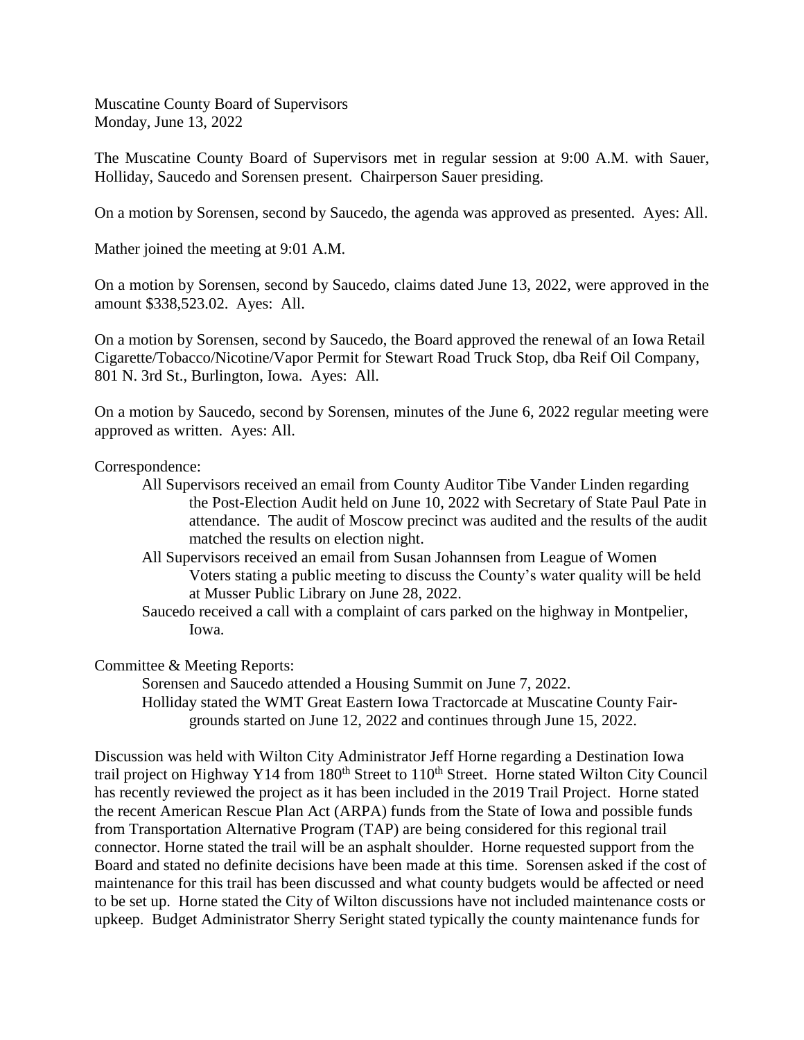Muscatine County Board of Supervisors
Monday, June 13, 2022

The Muscatine County Board of Supervisors met in regular session at 9:00 A.M. with Sauer, Holliday, Saucedo and Sorensen present. Chairperson Sauer presiding.

On a motion by Sorensen, second by Saucedo, the agenda was approved as presented. Ayes: All.

Mather joined the meeting at 9:01 A.M.

On a motion by Sorensen, second by Saucedo, claims dated June 13, 2022, were approved in the amount $338,523.02. Ayes: All.

On a motion by Sorensen, second by Saucedo, the Board approved the renewal of an Iowa Retail Cigarette/Tobacco/Nicotine/Vapor Permit for Stewart Road Truck Stop, dba Reif Oil Company, 801 N. 3rd St., Burlington, Iowa. Ayes: All.

On a motion by Saucedo, second by Sorensen, minutes of the June 6, 2022 regular meeting were approved as written. Ayes: All.

Correspondence:

- All Supervisors received an email from County Auditor Tibe Vander Linden regarding the Post-Election Audit held on June 10, 2022 with Secretary of State Paul Pate in attendance. The audit of Moscow precinct was audited and the results of the audit matched the results on election night.
- All Supervisors received an email from Susan Johannsen from League of Women Voters stating a public meeting to discuss the County's water quality will be held at Musser Public Library on June 28, 2022.
- Saucedo received a call with a complaint of cars parked on the highway in Montpelier, Iowa.

Committee & Meeting Reports:

- Sorensen and Saucedo attended a Housing Summit on June 7, 2022.
- Holliday stated the WMT Great Eastern Iowa Tractorcade at Muscatine County Fair-grounds started on June 12, 2022 and continues through June 15, 2022.

Discussion was held with Wilton City Administrator Jeff Horne regarding a Destination Iowa trail project on Highway Y14 from 180th Street to 110th Street. Horne stated Wilton City Council has recently reviewed the project as it has been included in the 2019 Trail Project. Horne stated the recent American Rescue Plan Act (ARPA) funds from the State of Iowa and possible funds from Transportation Alternative Program (TAP) are being considered for this regional trail connector. Horne stated the trail will be an asphalt shoulder. Horne requested support from the Board and stated no definite decisions have been made at this time. Sorensen asked if the cost of maintenance for this trail has been discussed and what county budgets would be affected or need to be set up. Horne stated the City of Wilton discussions have not included maintenance costs or upkeep. Budget Administrator Sherry Seright stated typically the county maintenance funds for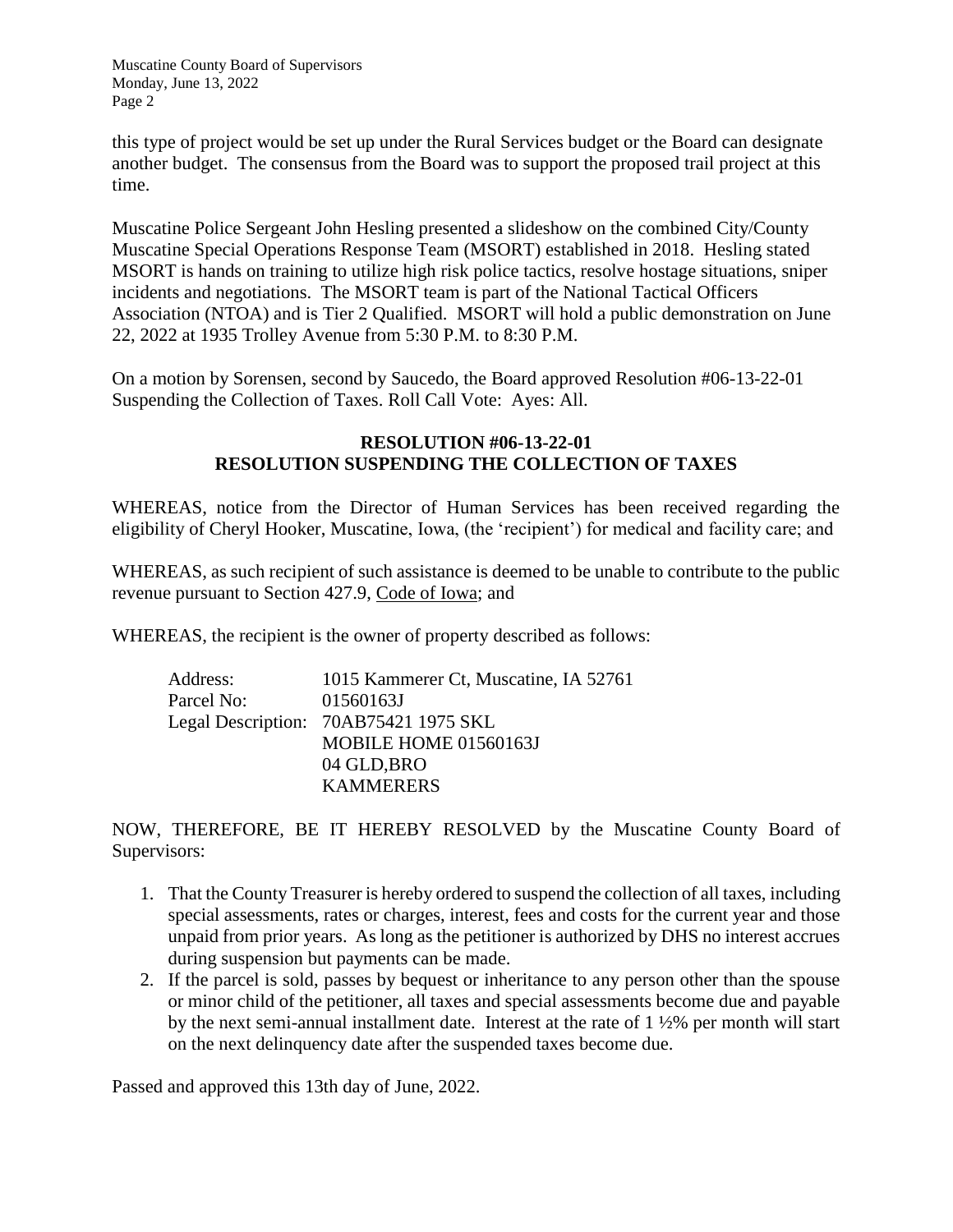this type of project would be set up under the Rural Services budget or the Board can designate another budget. The consensus from the Board was to support the proposed trail project at this time.

Muscatine Police Sergeant John Hesling presented a slideshow on the combined City/County Muscatine Special Operations Response Team (MSORT) established in 2018. Hesling stated MSORT is hands on training to utilize high risk police tactics, resolve hostage situations, sniper incidents and negotiations. The MSORT team is part of the National Tactical Officers Association (NTOA) and is Tier 2 Qualified. MSORT will hold a public demonstration on June 22, 2022 at 1935 Trolley Avenue from 5:30 P.M. to 8:30 P.M.

On a motion by Sorensen, second by Saucedo, the Board approved Resolution #06-13-22-01 Suspending the Collection of Taxes. Roll Call Vote: Ayes: All.

**RESOLUTION #06-13-22-01**
**RESOLUTION SUSPENDING THE COLLECTION OF TAXES**

WHEREAS, notice from the Director of Human Services has been received regarding the eligibility of Cheryl Hooker, Muscatine, Iowa, (the 'recipient') for medical and facility care; and

WHEREAS, as such recipient of such assistance is deemed to be unable to contribute to the public revenue pursuant to Section 427.9, Code of Iowa; and

WHEREAS, the recipient is the owner of property described as follows:

| | |
|---|---|
| Address: | 1015 Kammerer Ct, Muscatine, IA 52761 |
| Parcel No: | 01560163J |
| Legal Description: | 70AB75421 1975 SKL<br>MOBILE HOME 01560163J<br>04 GLD,BRO<br>KAMMERERS |

NOW, THEREFORE, BE IT HEREBY RESOLVED by the Muscatine County Board of Supervisors:

1. That the County Treasurer is hereby ordered to suspend the collection of all taxes, including special assessments, rates or charges, interest, fees and costs for the current year and those unpaid from prior years. As long as the petitioner is authorized by DHS no interest accrues during suspension but payments can be made.
2. If the parcel is sold, passes by bequest or inheritance to any person other than the spouse or minor child of the petitioner, all taxes and special assessments become due and payable by the next semi-annual installment date. Interest at the rate of 1 ½% per month will start on the next delinquency date after the suspended taxes become due.

Passed and approved this 13th day of June, 2022.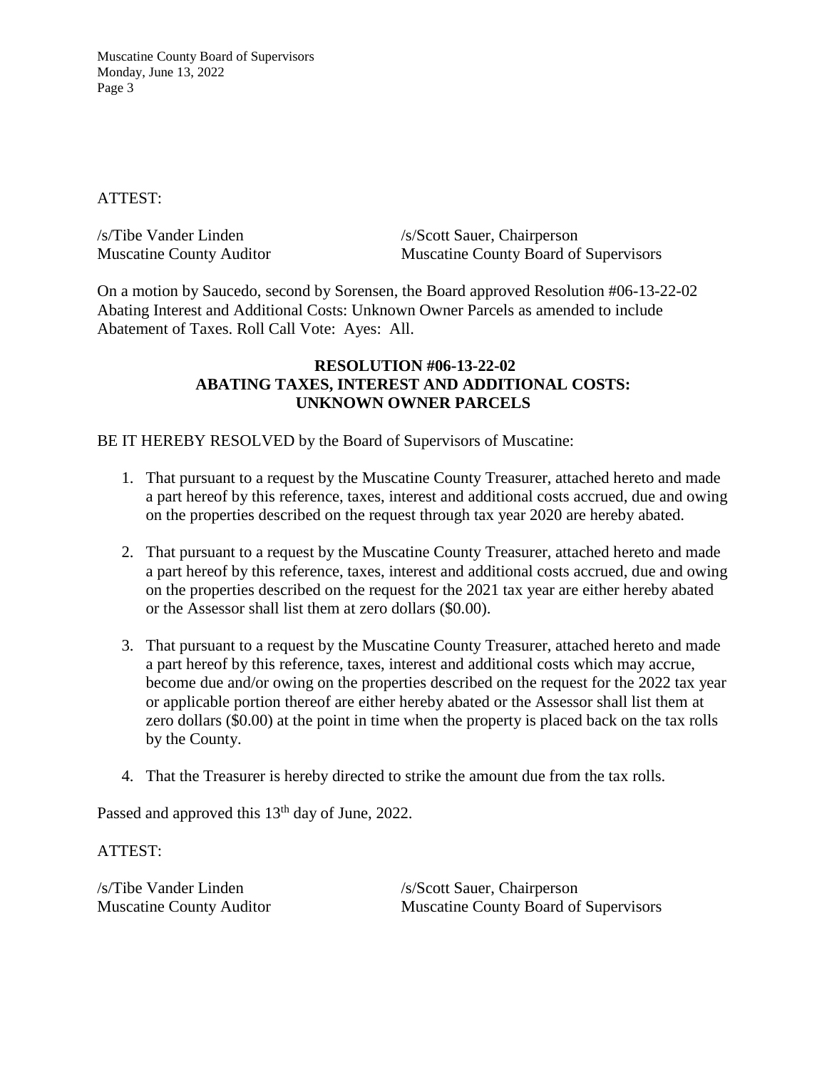ATTEST:

/s/Tibe Vander Linden
Muscatine County Auditor

/s/Scott Sauer, Chairperson
Muscatine County Board of Supervisors

On a motion by Saucedo, second by Sorensen, the Board approved Resolution #06-13-22-02 Abating Interest and Additional Costs: Unknown Owner Parcels as amended to include Abatement of Taxes. Roll Call Vote: Ayes: All.

**RESOLUTION #06-13-22-02**
**ABATING TAXES, INTEREST AND ADDITIONAL COSTS:**
**UNKNOWN OWNER PARCELS**

BE IT HEREBY RESOLVED by the Board of Supervisors of Muscatine:

1. That pursuant to a request by the Muscatine County Treasurer, attached hereto and made a part hereof by this reference, taxes, interest and additional costs accrued, due and owing on the properties described on the request through tax year 2020 are hereby abated.

2. That pursuant to a request by the Muscatine County Treasurer, attached hereto and made a part hereof by this reference, taxes, interest and additional costs accrued, due and owing on the properties described on the request for the 2021 tax year are either hereby abated or the Assessor shall list them at zero dollars ($0.00).

3. That pursuant to a request by the Muscatine County Treasurer, attached hereto and made a part hereof by this reference, taxes, interest and additional costs which may accrue, become due and/or owing on the properties described on the request for the 2022 tax year or applicable portion thereof are either hereby abated or the Assessor shall list them at zero dollars ($0.00) at the point in time when the property is placed back on the tax rolls by the County.

4. That the Treasurer is hereby directed to strike the amount due from the tax rolls.

Passed and approved this 13th day of June, 2022.

ATTEST:

/s/Tibe Vander Linden
Muscatine County Auditor

/s/Scott Sauer, Chairperson
Muscatine County Board of Supervisors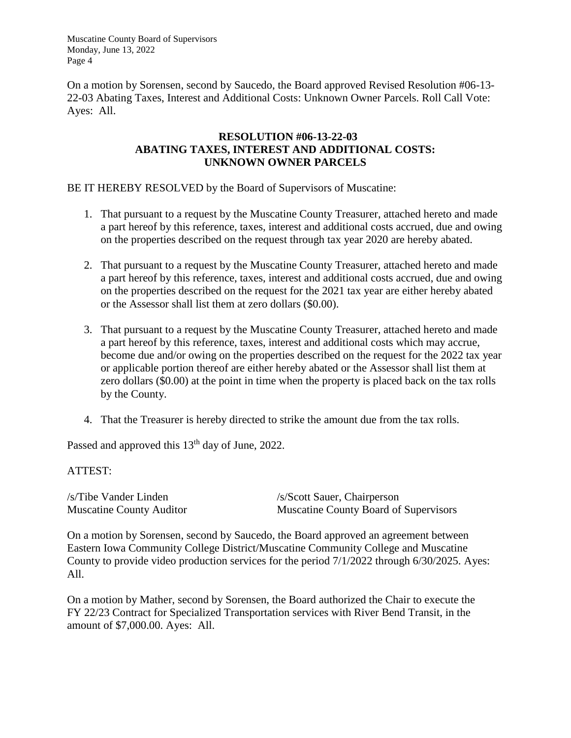On a motion by Sorensen, second by Saucedo, the Board approved Revised Resolution #06-13-22-03 Abating Taxes, Interest and Additional Costs: Unknown Owner Parcels. Roll Call Vote: Ayes: All.

**RESOLUTION #06-13-22-03**
**ABATING TAXES, INTEREST AND ADDITIONAL COSTS:**
**UNKNOWN OWNER PARCELS**

BE IT HEREBY RESOLVED by the Board of Supervisors of Muscatine:

1. That pursuant to a request by the Muscatine County Treasurer, attached hereto and made a part hereof by this reference, taxes, interest and additional costs accrued, due and owing on the properties described on the request through tax year 2020 are hereby abated.

2. That pursuant to a request by the Muscatine County Treasurer, attached hereto and made a part hereof by this reference, taxes, interest and additional costs accrued, due and owing on the properties described on the request for the 2021 tax year are either hereby abated or the Assessor shall list them at zero dollars ($0.00).

3. That pursuant to a request by the Muscatine County Treasurer, attached hereto and made a part hereof by this reference, taxes, interest and additional costs which may accrue, become due and/or owing on the properties described on the request for the 2022 tax year or applicable portion thereof are either hereby abated or the Assessor shall list them at zero dollars ($0.00) at the point in time when the property is placed back on the tax rolls by the County.

4. That the Treasurer is hereby directed to strike the amount due from the tax rolls.

Passed and approved this 13th day of June, 2022.

ATTEST:

/s/Tibe Vander Linden
Muscatine County Auditor

/s/Scott Sauer, Chairperson
Muscatine County Board of Supervisors

On a motion by Sorensen, second by Saucedo, the Board approved an agreement between Eastern Iowa Community College District/Muscatine Community College and Muscatine County to provide video production services for the period 7/1/2022 through 6/30/2025. Ayes: All.

On a motion by Mather, second by Sorensen, the Board authorized the Chair to execute the FY 22/23 Contract for Specialized Transportation services with River Bend Transit, in the amount of $7,000.00. Ayes: All.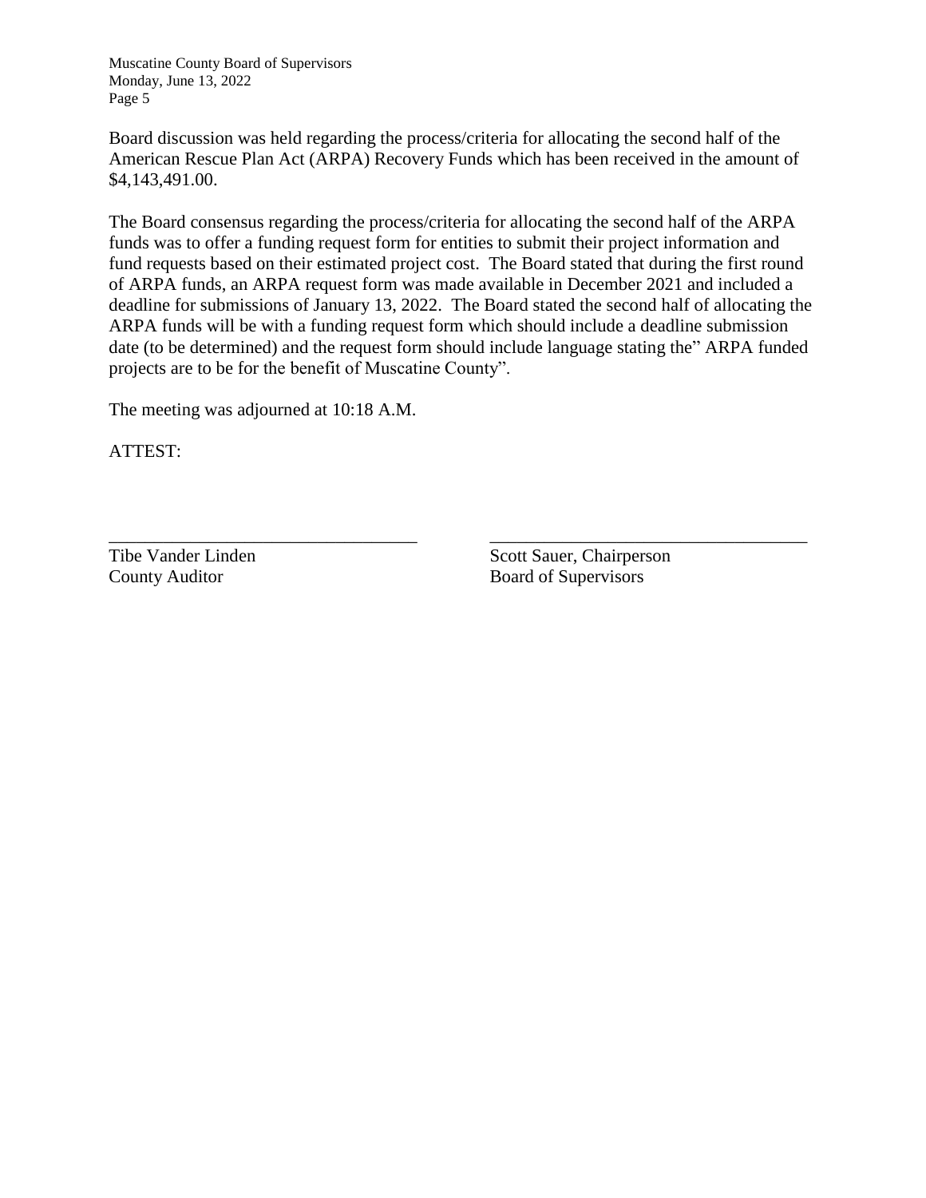Board discussion was held regarding the process/criteria for allocating the second half of the American Rescue Plan Act (ARPA) Recovery Funds which has been received in the amount of $4,143,491.00.

The Board consensus regarding the process/criteria for allocating the second half of the ARPA funds was to offer a funding request form for entities to submit their project information and fund requests based on their estimated project cost. The Board stated that during the first round of ARPA funds, an ARPA request form was made available in December 2021 and included a deadline for submissions of January 13, 2022. The Board stated the second half of allocating the ARPA funds will be with a funding request form which should include a deadline submission date (to be determined) and the request form should include language stating the" ARPA funded projects are to be for the benefit of Muscatine County".

The meeting was adjourned at 10:18 A.M.

ATTEST:

| | |
|---|---|
| \_\_\_\_\_\_\_\_\_\_\_\_\_\_\_\_\_\_\_\_\_\_\_\_\_\_\_\_\_\_\_\_\_\_\_ | \_\_\_\_\_\_\_\_\_\_\_\_\_\_\_\_\_\_\_\_\_\_\_\_\_\_\_\_\_\_\_\_\_\_\_\_ |
| Tibe Vander Linden | Scott Sauer, Chairperson |
| County Auditor | Board of Supervisors |